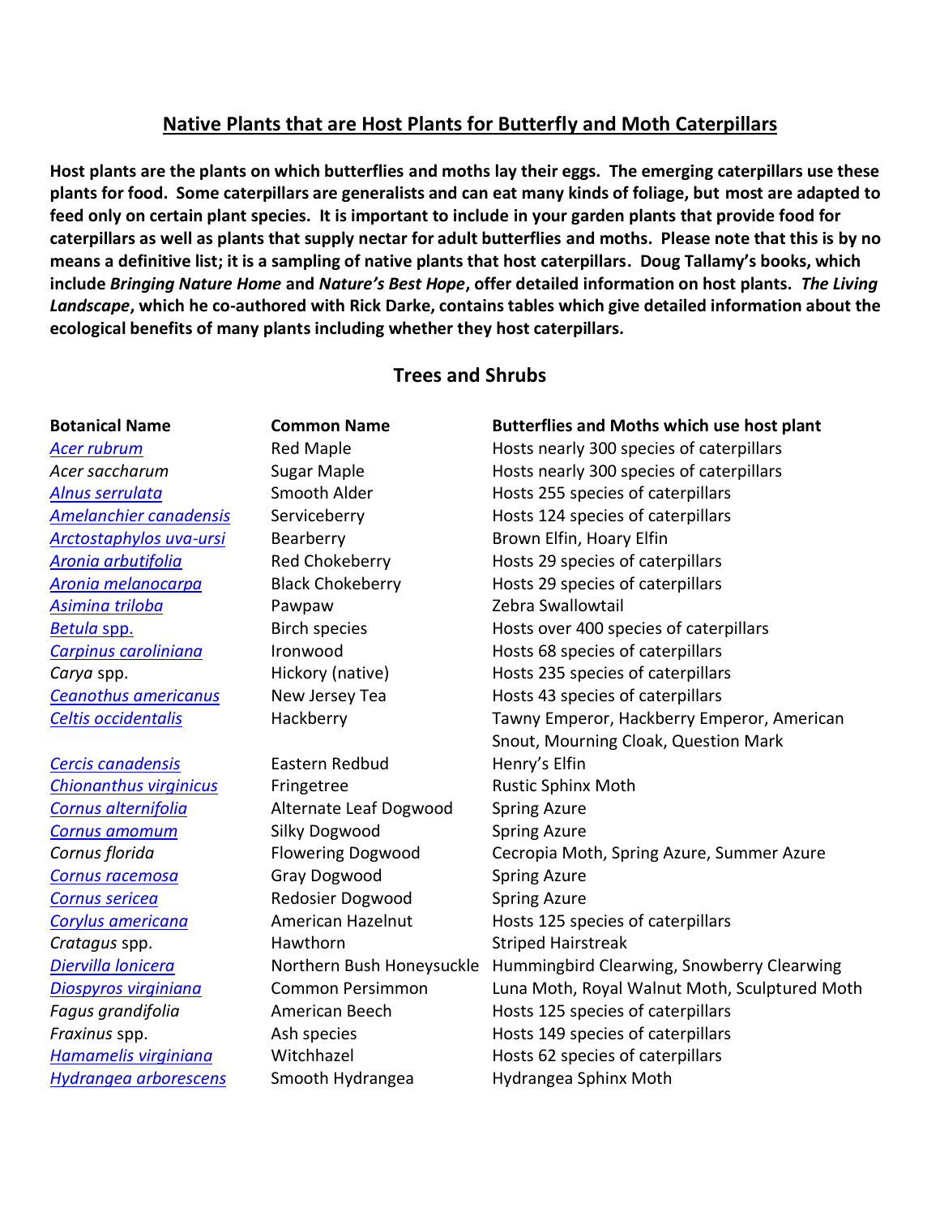## Native Plants that are Host Plants for Butterfly and Moth Caterpillars

**Host plants are the plants on which butterflies and moths lay their eggs. The emerging caterpillars use these plants for food. Some caterpillars are generalists and can eat many kinds of foliage, but most are adapted to feed only on certain plant species. It is important to include in your garden plants that provide food for caterpillars as well as plants that supply nectar for adult butterflies and moths. Please note that this is by no means a definitive list; it is a sampling of native plants that host caterpillars. Doug Tallamy's books, which include *Bringing Nature Home* and *Nature's Best Hope*, offer detailed information on host plants. *The Living Landscape*, which he co-authored with Rick Darke, contains tables which give detailed information about the ecological benefits of many plants including whether they host caterpillars.**

### Trees and Shrubs

| Botanical Name | Common Name | Butterflies and Moths which use host plant |
|---|---|---|
| *Acer rubrum* | Red Maple | Hosts nearly 300 species of caterpillars |
| *Acer saccharum* | Sugar Maple | Hosts nearly 300 species of caterpillars |
| *Alnus serrulata* | Smooth Alder | Hosts 255 species of caterpillars |
| *Amelanchier canadensis* | Serviceberry | Hosts 124 species of caterpillars |
| *Arctostaphylos uva-ursi* | Bearberry | Brown Elfin, Hoary Elfin |
| *Aronia arbutifolia* | Red Chokeberry | Hosts 29 species of caterpillars |
| *Aronia melanocarpa* | Black Chokeberry | Hosts 29 species of caterpillars |
| *Asimina triloba* | Pawpaw | Zebra Swallowtail |
| *Betula* spp. | Birch species | Hosts over 400 species of caterpillars |
| *Carpinus caroliniana* | Ironwood | Hosts 68 species of caterpillars |
| *Carya* spp. | Hickory (native) | Hosts 235 species of caterpillars |
| *Ceanothus americanus* | New Jersey Tea | Hosts 43 species of caterpillars |
| *Celtis occidentalis* | Hackberry | Tawny Emperor, Hackberry Emperor, American Snout, Mourning Cloak, Question Mark |
| *Cercis canadensis* | Eastern Redbud | Henry's Elfin |
| *Chionanthus virginicus* | Fringetree | Rustic Sphinx Moth |
| *Cornus alternifolia* | Alternate Leaf Dogwood | Spring Azure |
| *Cornus amomum* | Silky Dogwood | Spring Azure |
| *Cornus florida* | Flowering Dogwood | Cecropia Moth, Spring Azure, Summer Azure |
| *Cornus racemosa* | Gray Dogwood | Spring Azure |
| *Cornus sericea* | Redosier Dogwood | Spring Azure |
| *Corylus americana* | American Hazelnut | Hosts 125 species of caterpillars |
| *Cratagus* spp. | Hawthorn | Striped Hairstreak |
| *Diervilla lonicera* | Northern Bush Honeysuckle | Hummingbird Clearwing, Snowberry Clearwing |
| *Diospyros virginiana* | Common Persimmon | Luna Moth, Royal Walnut Moth, Sculptured Moth |
| *Fagus grandifolia* | American Beech | Hosts 125 species of caterpillars |
| *Fraxinus* spp. | Ash species | Hosts 149 species of caterpillars |
| *Hamamelis virginiana* | Witchhazel | Hosts 62 species of caterpillars |
| *Hydrangea arborescens* | Smooth Hydrangea | Hydrangea Sphinx Moth |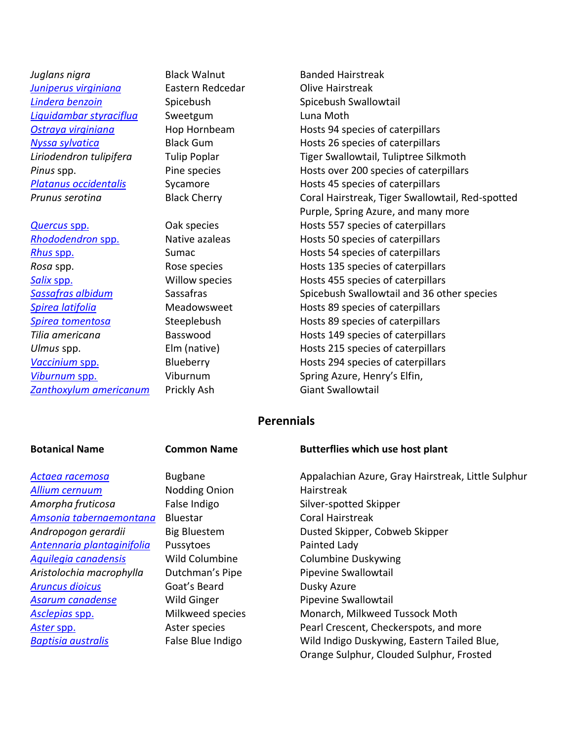| | | |
|---|---|---|
| *Juglans nigra* | Black Walnut | Banded Hairstreak |
| *Juniperus virginiana* | Eastern Redcedar | Olive Hairstreak |
| *Lindera benzoin* | Spicebush | Spicebush Swallowtail |
| *Liquidambar styraciflua* | Sweetgum | Luna Moth |
| *Ostraya virginiana* | Hop Hornbeam | Hosts 94 species of caterpillars |
| *Nyssa sylvatica* | Black Gum | Hosts 26 species of caterpillars |
| *Liriodendron tulipifera* | Tulip Poplar | Tiger Swallowtail, Tuliptree Silkmoth |
| *Pinus* spp. | Pine species | Hosts over 200 species of caterpillars |
| *Platanus occidentalis* | Sycamore | Hosts 45 species of caterpillars |
| *Prunus serotina* | Black Cherry | Coral Hairstreak, Tiger Swallowtail, Red-spotted Purple, Spring Azure, and many more |
| *Quercus* spp. | Oak species | Hosts 557 species of caterpillars |
| *Rhododendron* spp. | Native azaleas | Hosts 50 species of caterpillars |
| *Rhus* spp. | Sumac | Hosts 54 species of caterpillars |
| *Rosa* spp. | Rose species | Hosts 135 species of caterpillars |
| *Salix* spp. | Willow species | Hosts 455 species of caterpillars |
| *Sassafras albidum* | Sassafras | Spicebush Swallowtail and 36 other species |
| *Spirea latifolia* | Meadowsweet | Hosts 89 species of caterpillars |
| *Spirea tomentosa* | Steeplebush | Hosts 89 species of caterpillars |
| *Tilia americana* | Basswood | Hosts 149 species of caterpillars |
| *Ulmus* spp. | Elm (native) | Hosts 215 species of caterpillars |
| *Vaccinium* spp. | Blueberry | Hosts 294 species of caterpillars |
| *Viburnum* spp. | Viburnum | Spring Azure, Henry's Elfin, |
| *Zanthoxylum americanum* | Prickly Ash | Giant Swallowtail |

## Perennials

| Botanical Name | Common Name | Butterflies which use host plant |
|---|---|---|
| *Actaea racemosa* | Bugbane | Appalachian Azure, Gray Hairstreak, Little Sulphur |
| *Allium cernuum* | Nodding Onion | Hairstreak |
| *Amorpha fruticosa* | False Indigo | Silver-spotted Skipper |
| *Amsonia tabernaemontana* | Bluestar | Coral Hairstreak |
| *Andropogon gerardii* | Big Bluestem | Dusted Skipper, Cobweb Skipper |
| *Antennaria plantaginifolia* | Pussytoes | Painted Lady |
| *Aquilegia canadensis* | Wild Columbine | Columbine Duskywing |
| *Aristolochia macrophylla* | Dutchman's Pipe | Pipevine Swallowtail |
| *Aruncus dioicus* | Goat's Beard | Dusky Azure |
| *Asarum canadense* | Wild Ginger | Pipevine Swallowtail |
| *Asclepias* spp. | Milkweed species | Monarch, Milkweed Tussock Moth |
| *Aster* spp. | Aster species | Pearl Crescent, Checkerspots, and more |
| *Baptisia australis* | False Blue Indigo | Wild Indigo Duskywing, Eastern Tailed Blue, Orange Sulphur, Clouded Sulphur, Frosted |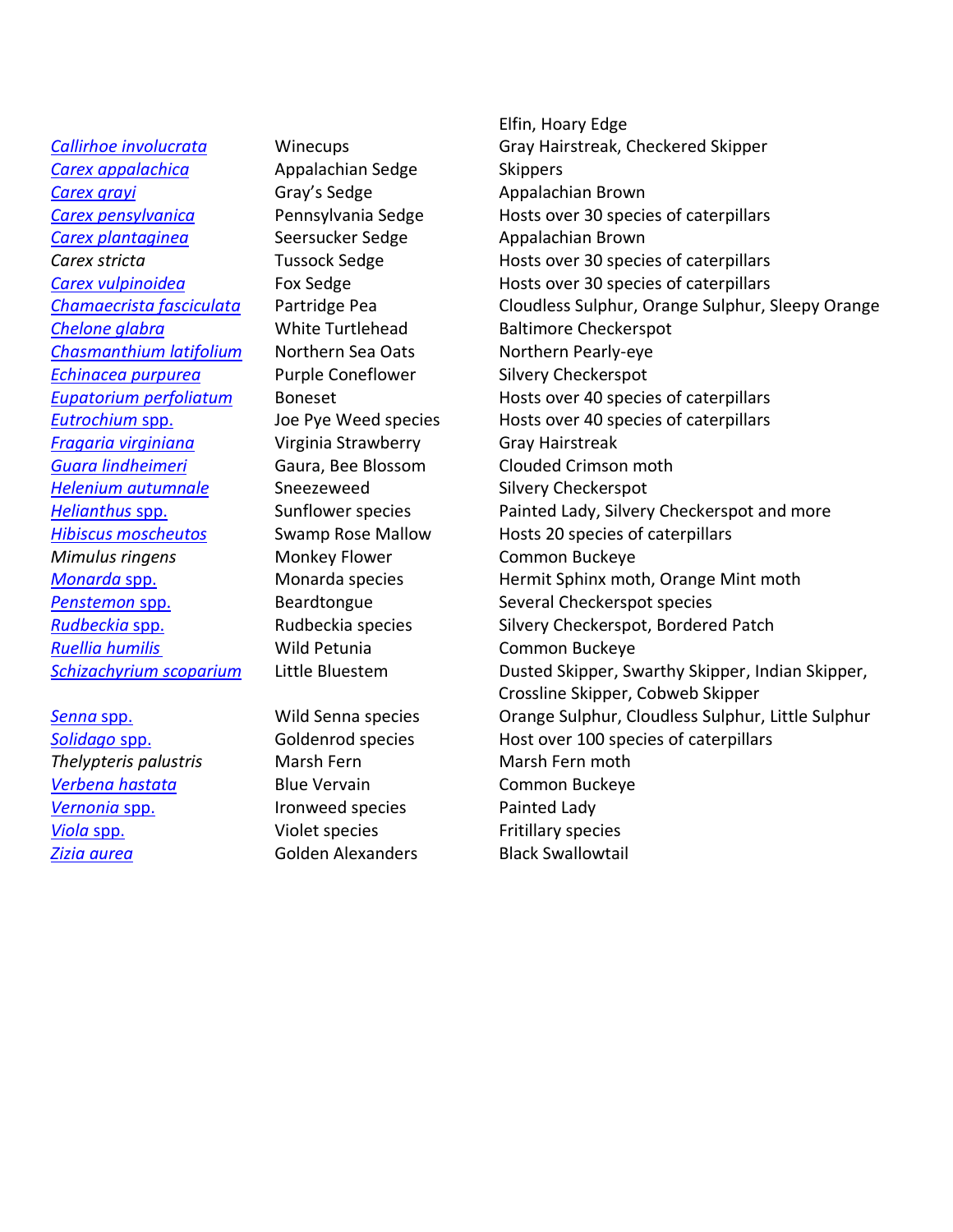| | | |
|---|---|---|
| | | Elfin, Hoary Edge |
| *Callirhoe involucrata* | Winecups | Gray Hairstreak, Checkered Skipper |
| *Carex appalachica* | Appalachian Sedge | Skippers |
| *Carex grayi* | Gray's Sedge | Appalachian Brown |
| *Carex pensylvanica* | Pennsylvania Sedge | Hosts over 30 species of caterpillars |
| *Carex plantaginea* | Seersucker Sedge | Appalachian Brown |
| *Carex stricta* | Tussock Sedge | Hosts over 30 species of caterpillars |
| *Carex vulpinoidea* | Fox Sedge | Hosts over 30 species of caterpillars |
| *Chamaecrista fasciculata* | Partridge Pea | Cloudless Sulphur, Orange Sulphur, Sleepy Orange |
| *Chelone glabra* | White Turtlehead | Baltimore Checkerspot |
| *Chasmanthium latifolium* | Northern Sea Oats | Northern Pearly-eye |
| *Echinacea purpurea* | Purple Coneflower | Silvery Checkerspot |
| *Eupatorium perfoliatum* | Boneset | Hosts over 40 species of caterpillars |
| *Eutrochium* spp. | Joe Pye Weed species | Hosts over 40 species of caterpillars |
| *Fragaria virginiana* | Virginia Strawberry | Gray Hairstreak |
| *Guara lindheimeri* | Gaura, Bee Blossom | Clouded Crimson moth |
| *Helenium autumnale* | Sneezeweed | Silvery Checkerspot |
| *Helianthus* spp. | Sunflower species | Painted Lady, Silvery Checkerspot and more |
| *Hibiscus moscheutos* | Swamp Rose Mallow | Hosts 20 species of caterpillars |
| *Mimulus ringens* | Monkey Flower | Common Buckeye |
| *Monarda* spp. | Monarda species | Hermit Sphinx moth, Orange Mint moth |
| *Penstemon* spp. | Beardtongue | Several Checkerspot species |
| *Rudbeckia* spp. | Rudbeckia species | Silvery Checkerspot, Bordered Patch |
| *Ruellia humilis* | Wild Petunia | Common Buckeye |
| *Schizachyrium scoparium* | Little Bluestem | Dusted Skipper, Swarthy Skipper, Indian Skipper, Crossline Skipper, Cobweb Skipper |
| *Senna* spp. | Wild Senna species | Orange Sulphur, Cloudless Sulphur, Little Sulphur |
| *Solidago* spp. | Goldenrod species | Host over 100 species of caterpillars |
| *Thelypteris palustris* | Marsh Fern | Marsh Fern moth |
| *Verbena hastata* | Blue Vervain | Common Buckeye |
| *Vernonia* spp. | Ironweed species | Painted Lady |
| *Viola* spp. | Violet species | Fritillary species |
| *Zizia aurea* | Golden Alexanders | Black Swallowtail |